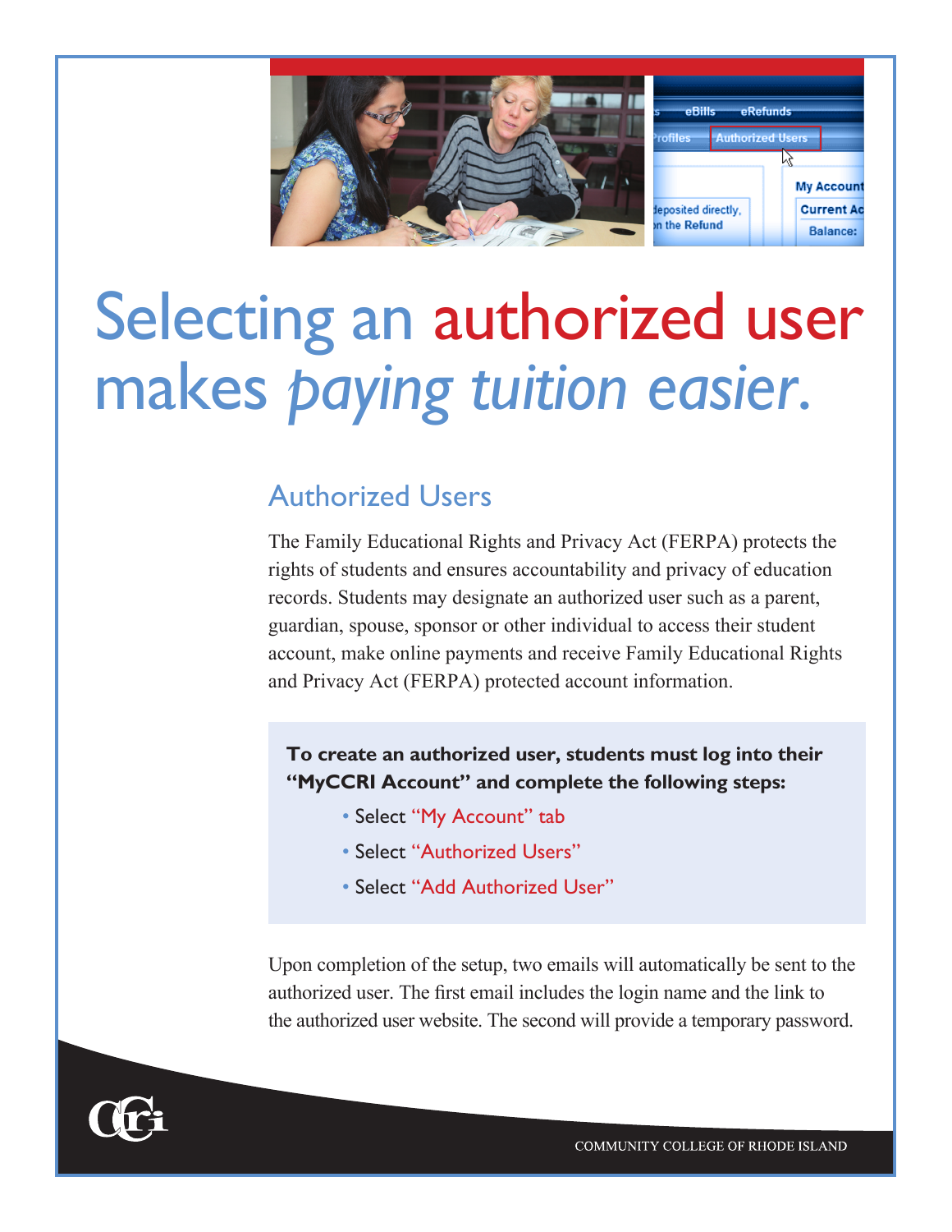# Selecting an authorized user makes *paying tuition easier.*

## Authorized Users

The Family Educational Rights and Privacy Act (FERPA) protects the rights of students and ensures accountability and privacy of education records. Students may designate an authorized user such as a parent, guardian, spouse, sponsor or other individual to access their student account, make online payments and receive Family Educational Rights and Privacy Act (FERPA) protected account information.

**To create an authorized user, students must log into their "MyCCRI Account" and complete the following steps:**

- Select "My Account" tab
- Select "Authorized Users"
- Select "Add Authorized User"

Upon completion of the setup, two emails will automatically be sent to the authorized user. The first email includes the login name and the link to the authorized user website. The second will provide a temporary password.

COMMUNITY COLLEGE OF RHODE ISLAND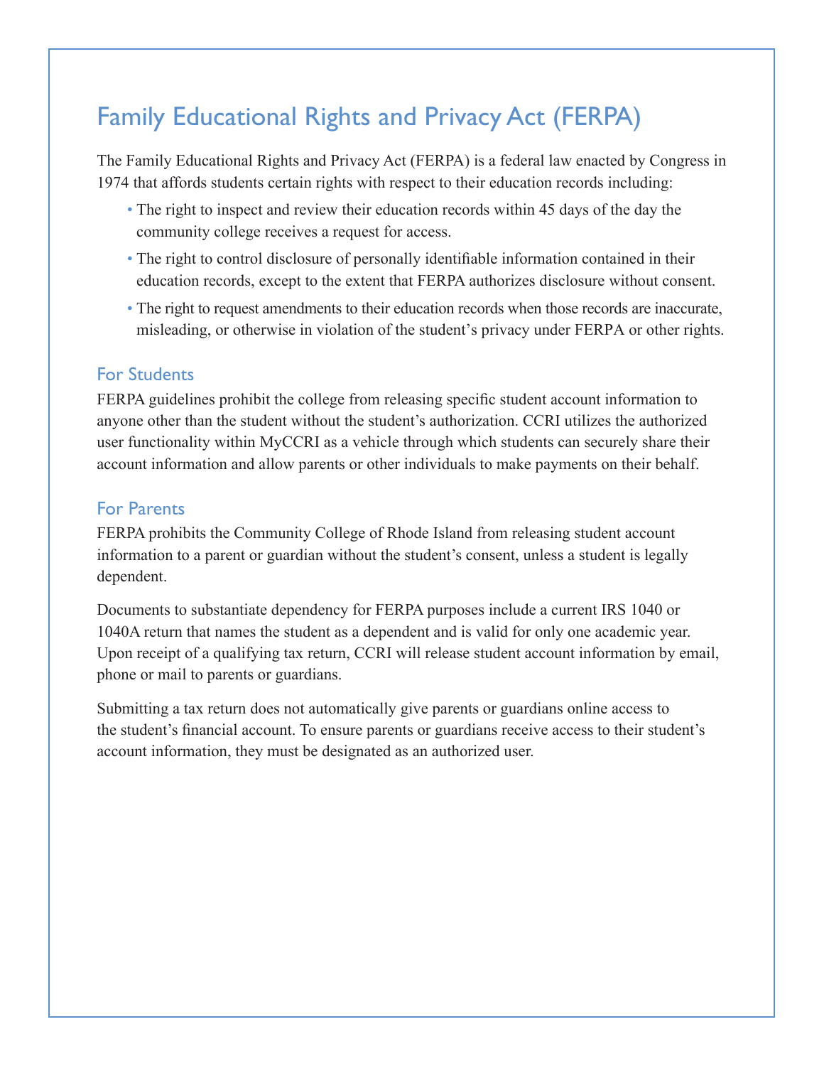# Family Educational Rights and Privacy Act (FERPA)

The Family Educational Rights and Privacy Act (FERPA) is a federal law enacted by Congress in 1974 that affords students certain rights with respect to their education records including:

- The right to inspect and review their education records within 45 days of the day the community college receives a request for access.
- The right to control disclosure of personally identifiable information contained in their education records, except to the extent that FERPA authorizes disclosure without consent.
- The right to request amendments to their education records when those records are inaccurate, misleading, or otherwise in violation of the student's privacy under FERPA or other rights.

## For Students

FERPA guidelines prohibit the college from releasing specific student account information to anyone other than the student without the student's authorization. CCRI utilizes the authorized user functionality within MyCCRI as a vehicle through which students can securely share their account information and allow parents or other individuals to make payments on their behalf.

## For Parents

FERPA prohibits the Community College of Rhode Island from releasing student account information to a parent or guardian without the student's consent, unless a student is legally dependent.

Documents to substantiate dependency for FERPA purposes include a current IRS 1040 or 1040A return that names the student as a dependent and is valid for only one academic year. Upon receipt of a qualifying tax return, CCRI will release student account information by email, phone or mail to parents or guardians.

Submitting a tax return does not automatically give parents or guardians online access to the student's financial account. To ensure parents or guardians receive access to their student's account information, they must be designated as an authorized user.